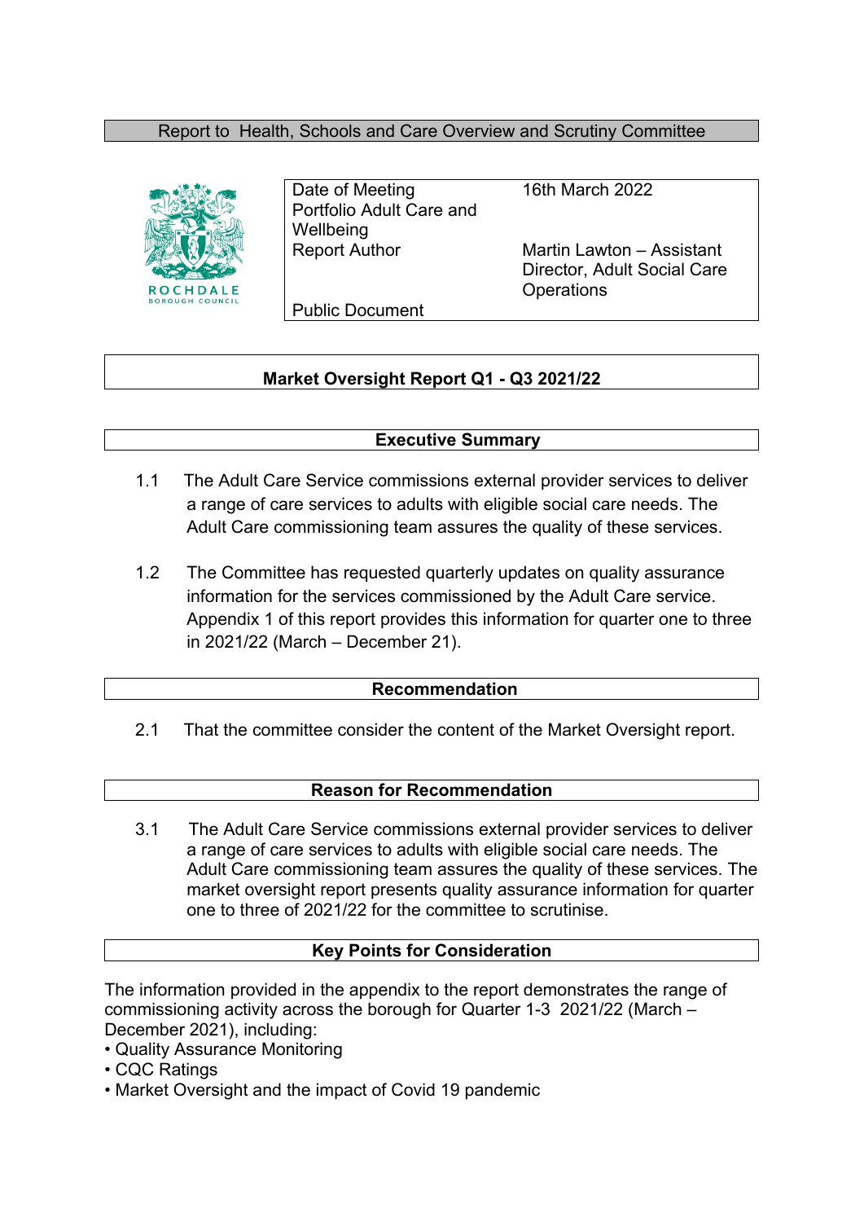Report to Health, Schools and Care Overview and Scrutiny Committee

| | |
|---|---|
| Date of Meeting | 16th March 2022 |
| Portfolio Adult Care and Wellbeing | |
| Report Author | Martin Lawton – Assistant Director, Adult Social Care Operations |
| Public Document | |

## Market Oversight Report Q1 - Q3 2021/22

### Executive Summary

1.1 The Adult Care Service commissions external provider services to deliver a range of care services to adults with eligible social care needs. The Adult Care commissioning team assures the quality of these services.

1.2 The Committee has requested quarterly updates on quality assurance information for the services commissioned by the Adult Care service. Appendix 1 of this report provides this information for quarter one to three in 2021/22 (March – December 21).

### Recommendation

2.1 That the committee consider the content of the Market Oversight report.

### Reason for Recommendation

3.1 The Adult Care Service commissions external provider services to deliver a range of care services to adults with eligible social care needs. The Adult Care commissioning team assures the quality of these services. The market oversight report presents quality assurance information for quarter one to three of 2021/22 for the committee to scrutinise.

### Key Points for Consideration

The information provided in the appendix to the report demonstrates the range of commissioning activity across the borough for Quarter 1-3 2021/22 (March – December 2021), including:

- Quality Assurance Monitoring
- CQC Ratings
- Market Oversight and the impact of Covid 19 pandemic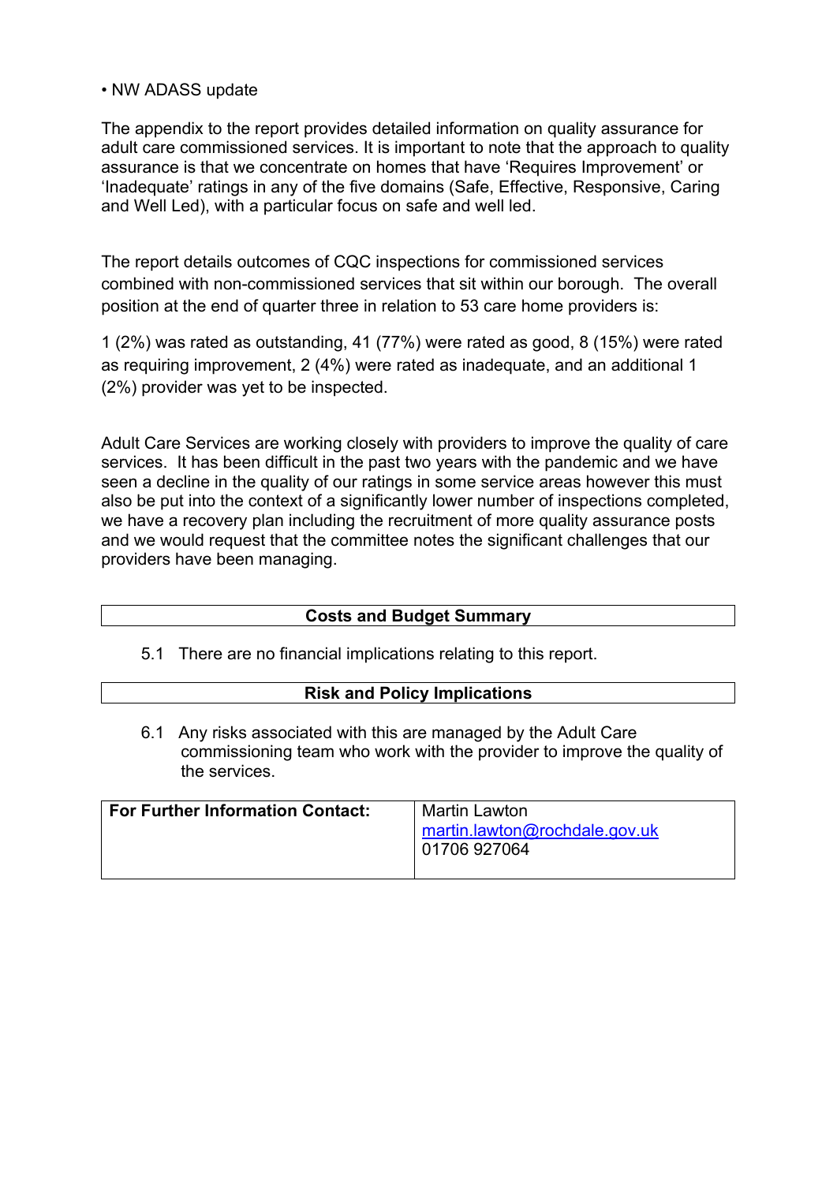- NW ADASS update

The appendix to the report provides detailed information on quality assurance for adult care commissioned services. It is important to note that the approach to quality assurance is that we concentrate on homes that have 'Requires Improvement' or 'Inadequate' ratings in any of the five domains (Safe, Effective, Responsive, Caring and Well Led), with a particular focus on safe and well led.

The report details outcomes of CQC inspections for commissioned services combined with non-commissioned services that sit within our borough. The overall position at the end of quarter three in relation to 53 care home providers is:

1 (2%) was rated as outstanding, 41 (77%) were rated as good, 8 (15%) were rated as requiring improvement, 2 (4%) were rated as inadequate, and an additional 1 (2%) provider was yet to be inspected.

Adult Care Services are working closely with providers to improve the quality of care services. It has been difficult in the past two years with the pandemic and we have seen a decline in the quality of our ratings in some service areas however this must also be put into the context of a significantly lower number of inspections completed, we have a recovery plan including the recruitment of more quality assurance posts and we would request that the committee notes the significant challenges that our providers have been managing.

## Costs and Budget Summary

5.1 There are no financial implications relating to this report.

## Risk and Policy Implications

6.1 Any risks associated with this are managed by the Adult Care commissioning team who work with the provider to improve the quality of the services.

| | |
|---|---|
| **For Further Information Contact:** | Martin Lawton<br>martin.lawton@rochdale.gov.uk<br>01706 927064 |